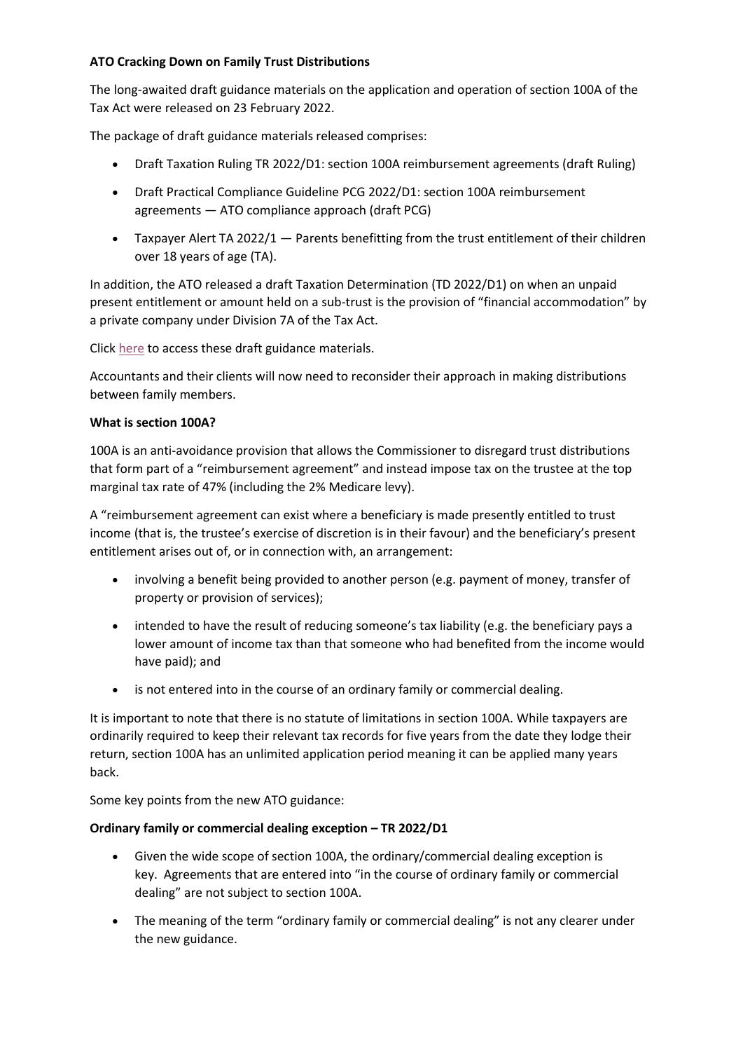**ATO Cracking Down on Family Trust Distributions**

The long-awaited draft guidance materials on the application and operation of section 100A of the Tax Act were released on 23 February 2022.

The package of draft guidance materials released comprises:

- Draft Taxation Ruling TR 2022/D1: section 100A reimbursement agreements (draft Ruling)
- Draft Practical Compliance Guideline PCG 2022/D1: section 100A reimbursement agreements — ATO compliance approach (draft PCG)
- Taxpayer Alert TA 2022/1 — Parents benefitting from the trust entitlement of their children over 18 years of age (TA).

In addition, the ATO released a draft Taxation Determination (TD 2022/D1) on when an unpaid present entitlement or amount held on a sub-trust is the provision of "financial accommodation" by a private company under Division 7A of the Tax Act.

Click here to access these draft guidance materials.

Accountants and their clients will now need to reconsider their approach in making distributions between family members.

**What is section 100A?**

100A is an anti-avoidance provision that allows the Commissioner to disregard trust distributions that form part of a "reimbursement agreement" and instead impose tax on the trustee at the top marginal tax rate of 47% (including the 2% Medicare levy).

A "reimbursement agreement can exist where a beneficiary is made presently entitled to trust income (that is, the trustee's exercise of discretion is in their favour) and the beneficiary's present entitlement arises out of, or in connection with, an arrangement:

- involving a benefit being provided to another person (e.g. payment of money, transfer of property or provision of services);
- intended to have the result of reducing someone's tax liability (e.g. the beneficiary pays a lower amount of income tax than that someone who had benefited from the income would have paid); and
- is not entered into in the course of an ordinary family or commercial dealing.

It is important to note that there is no statute of limitations in section 100A. While taxpayers are ordinarily required to keep their relevant tax records for five years from the date they lodge their return, section 100A has an unlimited application period meaning it can be applied many years back.

Some key points from the new ATO guidance:

**Ordinary family or commercial dealing exception – TR 2022/D1**

- Given the wide scope of section 100A, the ordinary/commercial dealing exception is key. Agreements that are entered into "in the course of ordinary family or commercial dealing" are not subject to section 100A.
- The meaning of the term "ordinary family or commercial dealing" is not any clearer under the new guidance.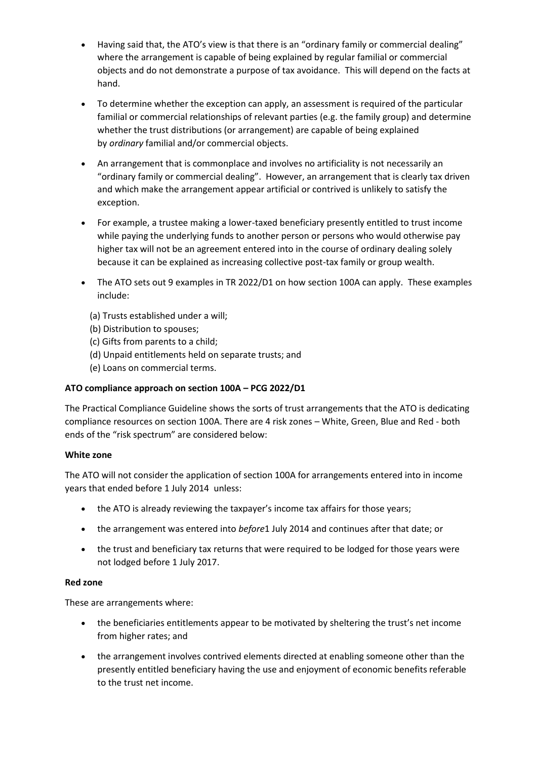- Having said that, the ATO's view is that there is an "ordinary family or commercial dealing" where the arrangement is capable of being explained by regular familial or commercial objects and do not demonstrate a purpose of tax avoidance. This will depend on the facts at hand.

- To determine whether the exception can apply, an assessment is required of the particular familial or commercial relationships of relevant parties (e.g. the family group) and determine whether the trust distributions (or arrangement) are capable of being explained by *ordinary* familial and/or commercial objects.

- An arrangement that is commonplace and involves no artificiality is not necessarily an "ordinary family or commercial dealing". However, an arrangement that is clearly tax driven and which make the arrangement appear artificial or contrived is unlikely to satisfy the exception.

- For example, a trustee making a lower-taxed beneficiary presently entitled to trust income while paying the underlying funds to another person or persons who would otherwise pay higher tax will not be an agreement entered into in the course of ordinary dealing solely because it can be explained as increasing collective post-tax family or group wealth.

- The ATO sets out 9 examples in TR 2022/D1 on how section 100A can apply. These examples include:

  (a) Trusts established under a will;
  (b) Distribution to spouses;
  (c) Gifts from parents to a child;
  (d) Unpaid entitlements held on separate trusts; and
  (e) Loans on commercial terms.

**ATO compliance approach on section 100A – PCG 2022/D1**

The Practical Compliance Guideline shows the sorts of trust arrangements that the ATO is dedicating compliance resources on section 100A. There are 4 risk zones – White, Green, Blue and Red - both ends of the "risk spectrum" are considered below:

**White zone**

The ATO will not consider the application of section 100A for arrangements entered into in income years that ended before 1 July 2014 unless:

- the ATO is already reviewing the taxpayer's income tax affairs for those years;
- the arrangement was entered into *before*1 July 2014 and continues after that date; or
- the trust and beneficiary tax returns that were required to be lodged for those years were not lodged before 1 July 2017.

**Red zone**

These are arrangements where:

- the beneficiaries entitlements appear to be motivated by sheltering the trust's net income from higher rates; and
- the arrangement involves contrived elements directed at enabling someone other than the presently entitled beneficiary having the use and enjoyment of economic benefits referable to the trust net income.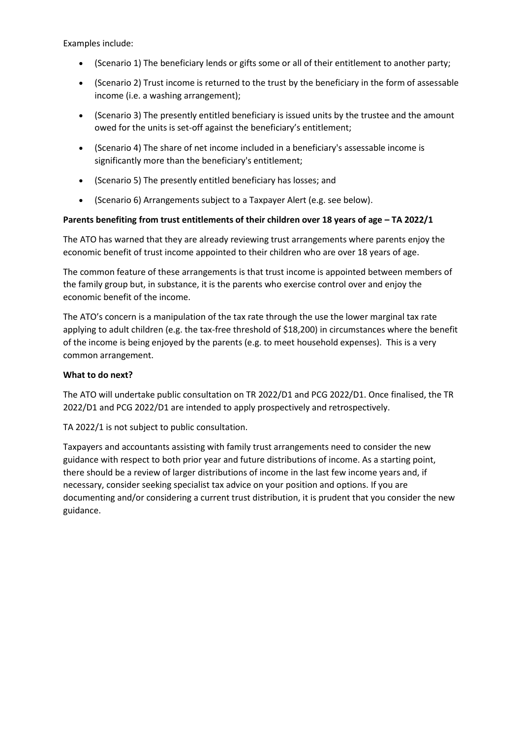Examples include:

- (Scenario 1) The beneficiary lends or gifts some or all of their entitlement to another party;
- (Scenario 2) Trust income is returned to the trust by the beneficiary in the form of assessable income (i.e. a washing arrangement);
- (Scenario 3) The presently entitled beneficiary is issued units by the trustee and the amount owed for the units is set-off against the beneficiary's entitlement;
- (Scenario 4) The share of net income included in a beneficiary's assessable income is significantly more than the beneficiary's entitlement;
- (Scenario 5) The presently entitled beneficiary has losses; and
- (Scenario 6) Arrangements subject to a Taxpayer Alert (e.g. see below).

**Parents benefiting from trust entitlements of their children over 18 years of age – TA 2022/1**

The ATO has warned that they are already reviewing trust arrangements where parents enjoy the economic benefit of trust income appointed to their children who are over 18 years of age.

The common feature of these arrangements is that trust income is appointed between members of the family group but, in substance, it is the parents who exercise control over and enjoy the economic benefit of the income.

The ATO's concern is a manipulation of the tax rate through the use the lower marginal tax rate applying to adult children (e.g. the tax-free threshold of $18,200) in circumstances where the benefit of the income is being enjoyed by the parents (e.g. to meet household expenses). This is a very common arrangement.

**What to do next?**

The ATO will undertake public consultation on TR 2022/D1 and PCG 2022/D1. Once finalised, the TR 2022/D1 and PCG 2022/D1 are intended to apply prospectively and retrospectively.

TA 2022/1 is not subject to public consultation.

Taxpayers and accountants assisting with family trust arrangements need to consider the new guidance with respect to both prior year and future distributions of income. As a starting point, there should be a review of larger distributions of income in the last few income years and, if necessary, consider seeking specialist tax advice on your position and options. If you are documenting and/or considering a current trust distribution, it is prudent that you consider the new guidance.